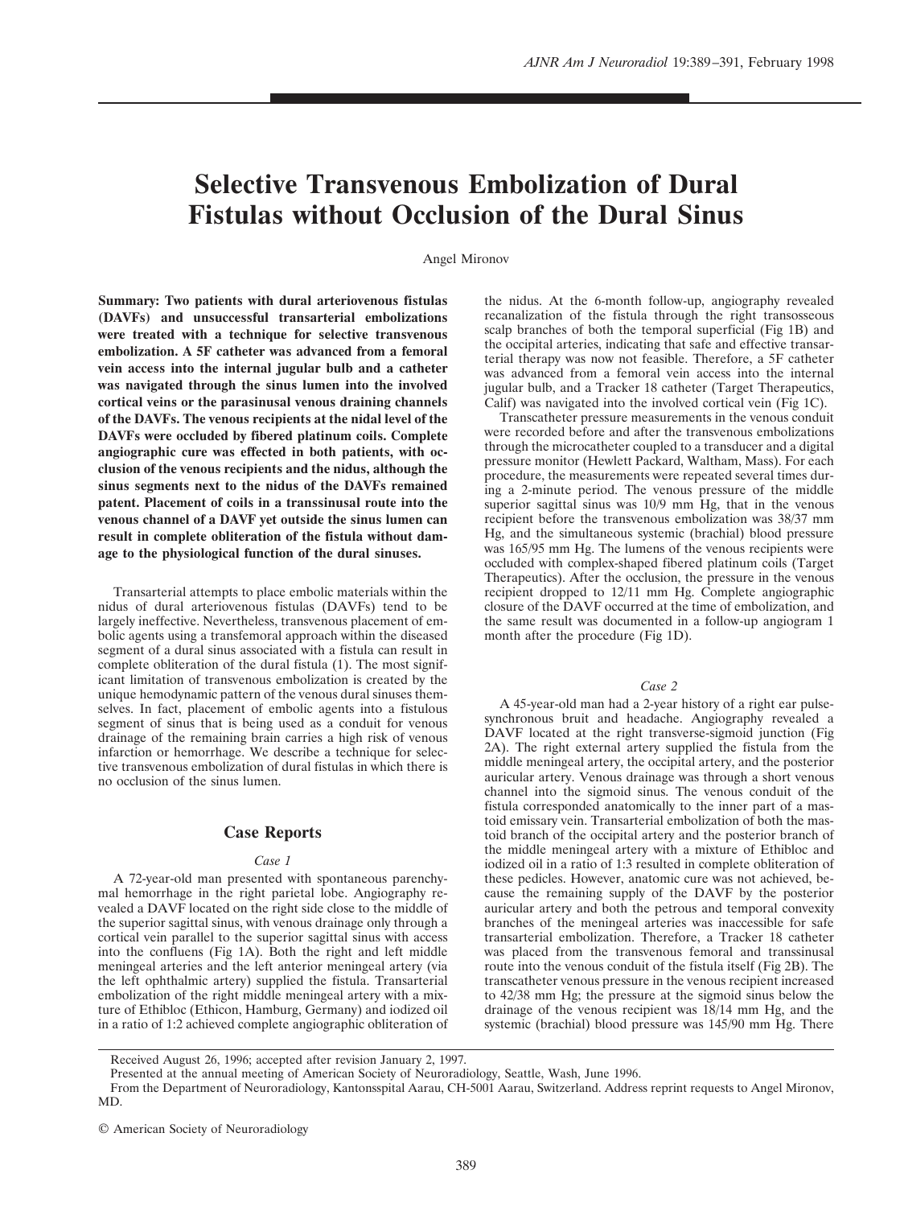# Selective Transvenous Embolization of Dural Fistulas without Occlusion of the Dural Sinus

Angel Mironov

**Summary: Two patients with dural arteriovenous fistulas (DAVFs) and unsuccessful transarterial embolizations were treated with a technique for selective transvenous embolization. A 5F catheter was advanced from a femoral vein access into the internal jugular bulb and a catheter was navigated through the sinus lumen into the involved cortical veins or the parasinusal venous draining channels of the DAVFs. The venous recipients at the nidal level of the DAVFs were occluded by fibered platinum coils. Complete angiographic cure was effected in both patients, with occlusion of the venous recipients and the nidus, although the sinus segments next to the nidus of the DAVFs remained patent. Placement of coils in a transsinusal route into the venous channel of a DAVF yet outside the sinus lumen can result in complete obliteration of the fistula without damage to the physiological function of the dural sinuses.**

Transarterial attempts to place embolic materials within the nidus of dural arteriovenous fistulas (DAVFs) tend to be largely ineffective. Nevertheless, transvenous placement of embolic agents using a transfemoral approach within the diseased segment of a dural sinus associated with a fistula can result in complete obliteration of the dural fistula (1). The most significant limitation of transvenous embolization is created by the unique hemodynamic pattern of the venous dural sinuses themselves. In fact, placement of embolic agents into a fistulous segment of sinus that is being used as a conduit for venous drainage of the remaining brain carries a high risk of venous infarction or hemorrhage. We describe a technique for selective transvenous embolization of dural fistulas in which there is no occlusion of the sinus lumen.

## Case Reports

### *Case 1*

A 72-year-old man presented with spontaneous parenchymal hemorrhage in the right parietal lobe. Angiography revealed a DAVF located on the right side close to the middle of the superior sagittal sinus, with venous drainage only through a cortical vein parallel to the superior sagittal sinus with access into the confluens (Fig 1A). Both the right and left middle meningeal arteries and the left anterior meningeal artery (via the left ophthalmic artery) supplied the fistula. Transarterial embolization of the right middle meningeal artery with a mixture of Ethibloc (Ethicon, Hamburg, Germany) and iodized oil in a ratio of 1:2 achieved complete angiographic obliteration of the nidus. At the 6-month follow-up, angiography revealed recanalization of the fistula through the right transosseous scalp branches of both the temporal superficial (Fig 1B) and the occipital arteries, indicating that safe and effective transarterial therapy was now not feasible. Therefore, a 5F catheter was advanced from a femoral vein access into the internal jugular bulb, and a Tracker 18 catheter (Target Therapeutics, Calif) was navigated into the involved cortical vein (Fig 1C).

Transcatheter pressure measurements in the venous conduit were recorded before and after the transvenous embolizations through the microcatheter coupled to a transducer and a digital pressure monitor (Hewlett Packard, Waltham, Mass). For each procedure, the measurements were repeated several times during a 2-minute period. The venous pressure of the middle superior sagittal sinus was 10/9 mm Hg, that in the venous recipient before the transvenous embolization was 38/37 mm Hg, and the simultaneous systemic (brachial) blood pressure was 165/95 mm Hg. The lumens of the venous recipients were occluded with complex-shaped fibered platinum coils (Target Therapeutics). After the occlusion, the pressure in the venous recipient dropped to 12/11 mm Hg. Complete angiographic closure of the DAVF occurred at the time of embolization, and the same result was documented in a follow-up angiogram 1 month after the procedure (Fig 1D).

### *Case 2*

A 45-year-old man had a 2-year history of a right ear pulse-synchronous bruit and headache. Angiography revealed a DAVF located at the right transverse-sigmoid junction (Fig 2A). The right external artery supplied the fistula from the middle meningeal artery, the occipital artery, and the posterior auricular artery. Venous drainage was through a short venous channel into the sigmoid sinus. The venous conduit of the fistula corresponded anatomically to the inner part of a mastoid emissary vein. Transarterial embolization of both the mastoid branch of the occipital artery and the posterior branch of the middle meningeal artery with a mixture of Ethibloc and iodized oil in a ratio of 1:3 resulted in complete obliteration of these pedicles. However, anatomic cure was not achieved, because the remaining supply of the DAVF by the posterior auricular artery and both the petrous and temporal convexity branches of the meningeal arteries was inaccessible for safe transarterial embolization. Therefore, a Tracker 18 catheter was placed from the transvenous femoral and transsinusal route into the venous conduit of the fistula itself (Fig 2B). The transcatheter venous pressure in the venous recipient increased to 42/38 mm Hg; the pressure at the sigmoid sinus below the drainage of the venous recipient was 18/14 mm Hg, and the systemic (brachial) blood pressure was 145/90 mm Hg. There

Received August 26, 1996; accepted after revision January 2, 1997.

Presented at the annual meeting of American Society of Neuroradiology, Seattle, Wash, June 1996.

From the Department of Neuroradiology, Kantonsspital Aarau, CH-5001 Aarau, Switzerland. Address reprint requests to Angel Mironov, MD.

© American Society of Neuroradiology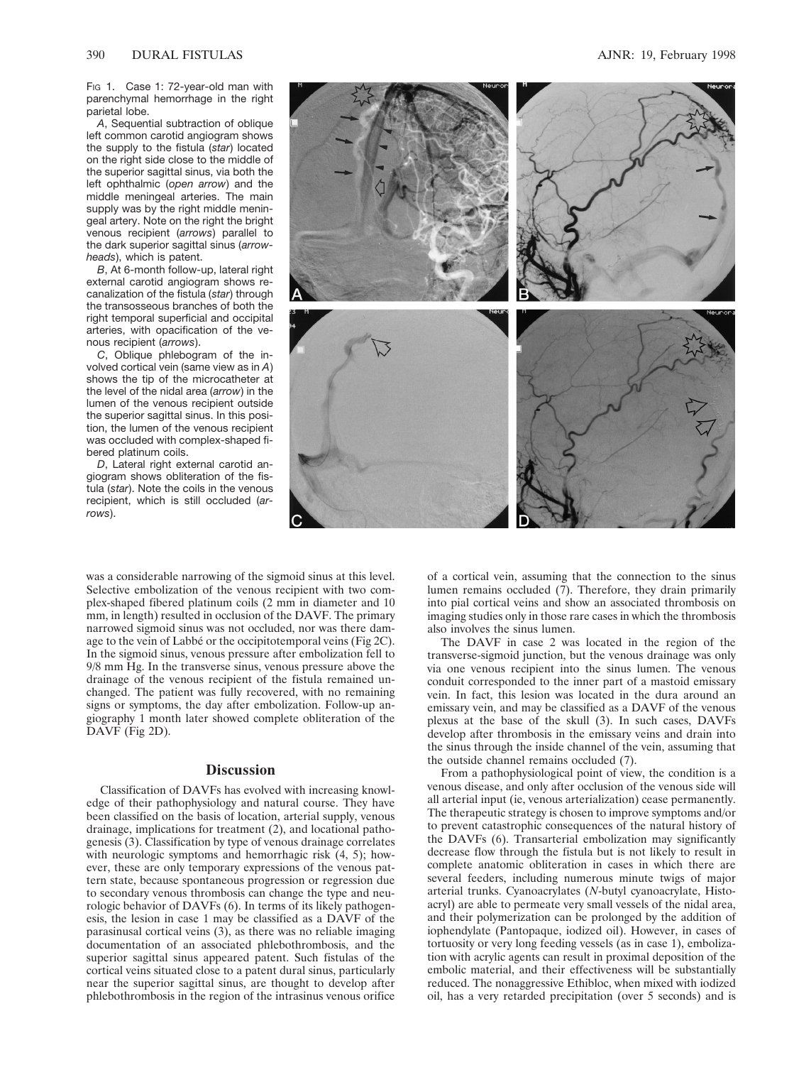Fig 1. Case 1: 72-year-old man with parenchymal hemorrhage in the right parietal lobe.

*A*, Sequential subtraction of oblique left common carotid angiogram shows the supply to the fistula (*star*) located on the right side close to the middle of the superior sagittal sinus, via both the left ophthalmic (*open arrow*) and the middle meningeal arteries. The main supply was by the right middle meningeal artery. Note on the right the bright venous recipient (*arrows*) parallel to the dark superior sagittal sinus (*arrowheads*), which is patent.

*B*, At 6-month follow-up, lateral right external carotid angiogram shows recanalization of the fistula (*star*) through the transosseous branches of both the right temporal superficial and occipital arteries, with opacification of the venous recipient (*arrows*).

*C*, Oblique phlebogram of the involved cortical vein (same view as in *A*) shows the tip of the microcatheter at the level of the nidal area (*arrow*) in the lumen of the venous recipient outside the superior sagittal sinus. In this position, the lumen of the venous recipient was occluded with complex-shaped fibered platinum coils.

*D*, Lateral right external carotid angiogram shows obliteration of the fistula (*star*). Note the coils in the venous recipient, which is still occluded (*arrows*).

was a considerable narrowing of the sigmoid sinus at this level. Selective embolization of the venous recipient with two complex-shaped fibered platinum coils (2 mm in diameter and 10 mm, in length) resulted in occlusion of the DAVF. The primary narrowed sigmoid sinus was not occluded, nor was there damage to the vein of Labbé or the occipitotemporal veins (Fig 2C). In the sigmoid sinus, venous pressure after embolization fell to 9/8 mm Hg. In the transverse sinus, venous pressure above the drainage of the venous recipient of the fistula remained unchanged. The patient was fully recovered, with no remaining signs or symptoms, the day after embolization. Follow-up angiography 1 month later showed complete obliteration of the DAVF (Fig 2D).

## Discussion

Classification of DAVFs has evolved with increasing knowledge of their pathophysiology and natural course. They have been classified on the basis of location, arterial supply, venous drainage, implications for treatment (2), and locational pathogenesis (3). Classification by type of venous drainage correlates with neurologic symptoms and hemorrhagic risk (4, 5); however, these are only temporary expressions of the venous pattern state, because spontaneous progression or regression due to secondary venous thrombosis can change the type and neurologic behavior of DAVFs (6). In terms of its likely pathogenesis, the lesion in case 1 may be classified as a DAVF of the parasinusal cortical veins (3), as there was no reliable imaging documentation of an associated phlebothrombosis, and the superior sagittal sinus appeared patent. Such fistulas of the cortical veins situated close to a patent dural sinus, particularly near the superior sagittal sinus, are thought to develop after phlebothrombosis in the region of the intrasinus venous orifice of a cortical vein, assuming that the connection to the sinus lumen remains occluded (7). Therefore, they drain primarily into pial cortical veins and show an associated thrombosis on imaging studies only in those rare cases in which the thrombosis also involves the sinus lumen.

The DAVF in case 2 was located in the region of the transverse-sigmoid junction, but the venous drainage was only via one venous recipient into the sinus lumen. The venous conduit corresponded to the inner part of a mastoid emissary vein. In fact, this lesion was located in the dura around an emissary vein, and may be classified as a DAVF of the venous plexus at the base of the skull (3). In such cases, DAVFs develop after thrombosis in the emissary veins and drain into the sinus through the inside channel of the vein, assuming that the outside channel remains occluded (7).

From a pathophysiological point of view, the condition is a venous disease, and only after occlusion of the venous side will all arterial input (ie, venous arterialization) cease permanently. The therapeutic strategy is chosen to improve symptoms and/or to prevent catastrophic consequences of the natural history of the DAVFs (6). Transarterial embolization may significantly decrease flow through the fistula but is not likely to result in complete anatomic obliteration in cases in which there are several feeders, including numerous minute twigs of major arterial trunks. Cyanoacrylates (*N*-butyl cyanoacrylate, Histoacryl) are able to permeate very small vessels of the nidal area, and their polymerization can be prolonged by the addition of iophendylate (Pantopaque, iodized oil). However, in cases of tortuosity or very long feeding vessels (as in case 1), embolization with acrylic agents can result in proximal deposition of the embolic material, and their effectiveness will be substantially reduced. The nonaggressive Ethibloc, when mixed with iodized oil, has a very retarded precipitation (over 5 seconds) and is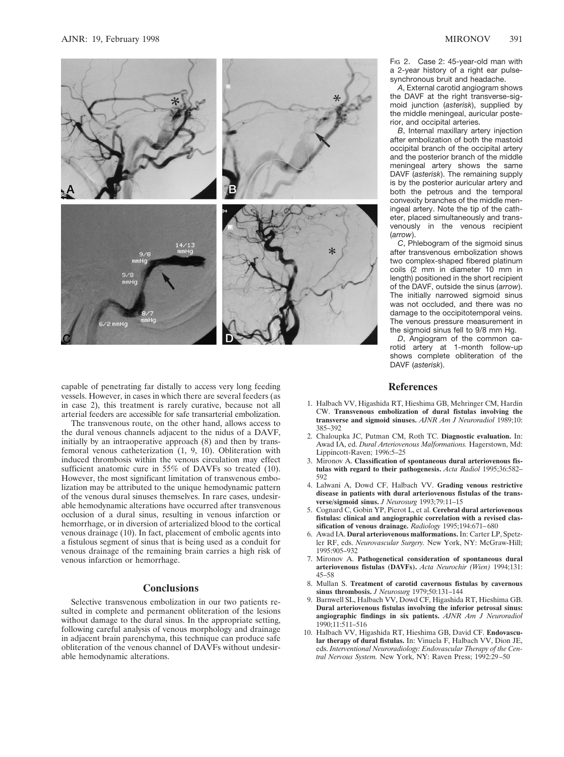Fig 2. Case 2: 45-year-old man with a 2-year history of a right ear pulse-synchronous bruit and headache.

*A*, External carotid angiogram shows the DAVF at the right transverse-sigmoid junction (*asterisk*), supplied by the middle meningeal, auricular posterior, and occipital arteries.

*B*, Internal maxillary artery injection after embolization of both the mastoid occipital branch of the occipital artery and the posterior branch of the middle meningeal artery shows the same DAVF (*asterisk*). The remaining supply is by the posterior auricular artery and both the petrous and the temporal convexity branches of the middle meningeal artery. Note the tip of the catheter, placed simultaneously and transvenously in the venous recipient (*arrow*).

*C*, Phlebogram of the sigmoid sinus after transvenous embolization shows two complex-shaped fibered platinum coils (2 mm in diameter 10 mm in length) positioned in the short recipient of the DAVF, outside the sinus (*arrow*). The initially narrowed sigmoid sinus was not occluded, and there was no damage to the occipitotemporal veins. The venous pressure measurement in the sigmoid sinus fell to 9/8 mm Hg.

*D*, Angiogram of the common carotid artery at 1-month follow-up shows complete obliteration of the DAVF (*asterisk*).

capable of penetrating far distally to access very long feeding vessels. However, in cases in which there are several feeders (as in case 2), this treatment is rarely curative, because not all arterial feeders are accessible for safe transarterial embolization.

The transvenous route, on the other hand, allows access to the dural venous channels adjacent to the nidus of a DAVF, initially by an intraoperative approach (8) and then by transfemoral venous catheterization (1, 9, 10). Obliteration with induced thrombosis within the venous circulation may effect sufficient anatomic cure in 55% of DAVFs so treated (10). However, the most significant limitation of transvenous embolization may be attributed to the unique hemodynamic pattern of the venous dural sinuses themselves. In rare cases, undesirable hemodynamic alterations have occurred after transvenous occlusion of a dural sinus, resulting in venous infarction or hemorrhage, or in diversion of arterialized blood to the cortical venous drainage (10). In fact, placement of embolic agents into a fistulous segment of sinus that is being used as a conduit for venous drainage of the remaining brain carries a high risk of venous infarction or hemorrhage.

## Conclusions

Selective transvenous embolization in our two patients resulted in complete and permanent obliteration of the lesions without damage to the dural sinus. In the appropriate setting, following careful analysis of venous morphology and drainage in adjacent brain parenchyma, this technique can produce safe obliteration of the venous channel of DAVFs without undesirable hemodynamic alterations.

## References

1. Halbach VV, Higashida RT, Hieshima GB, Mehringer CM, Hardin CW. **Transvenous embolization of dural fistulas involving the transverse and sigmoid sinuses.** *AJNR Am J Neuroradiol* 1989;10: 385–392
2. Chaloupka JC, Putman CM, Roth TC. **Diagnostic evaluation.** In: Awad IA, ed. *Dural Arteriovenous Malformations.* Hagerstown, Md: Lippincott-Raven; 1996:5–25
3. Mironov A. **Classification of spontaneous dural arteriovenous fistulas with regard to their pathogenesis.** *Acta Radiol* 1995;36:582–592
4. Lalwani A, Dowd CF, Halbach VV. **Grading venous restrictive disease in patients with dural arteriovenous fistulas of the transverse/sigmoid sinus.** *J Neurosurg* 1993;79:11–15
5. Cognard C, Gobin YP, Pierot L, et al. **Cerebral dural arteriovenous fistulas: clinical and angiographic correlation with a revised classification of venous drainage.** *Radiology* 1995;194:671–680
6. Awad IA. **Dural arteriovenous malformations.** In: Carter LP, Spetzler RF, eds. *Neurovascular Surgery.* New York, NY: McGraw-Hill; 1995:905–932
7. Mironov A. **Pathogenetical consideration of spontaneous dural arteriovenous fistulas (DAVFs).** *Acta Neurochir (Wien)* 1994;131: 45–58
8. Mullan S. **Treatment of carotid cavernous fistulas by cavernous sinus thrombosis.** *J Neurosurg* 1979;50:131–144
9. Barnwell SL, Halbach VV, Dowd CF, Higashida RT, Hieshima GB. **Dural arteriovenous fistulas involving the inferior petrosal sinus: angiographic findings in six patients.** *AJNR Am J Neuroradiol* 1990;11:511–516
10. Halbach VV, Higashida RT, Hieshima GB, David CF. **Endovascular therapy of dural fistulas.** In: Vinuela F, Halbach VV, Dion JE, eds. *Interventional Neuroradiology: Endovascular Therapy of the Central Nervous System.* New York, NY: Raven Press; 1992:29–50